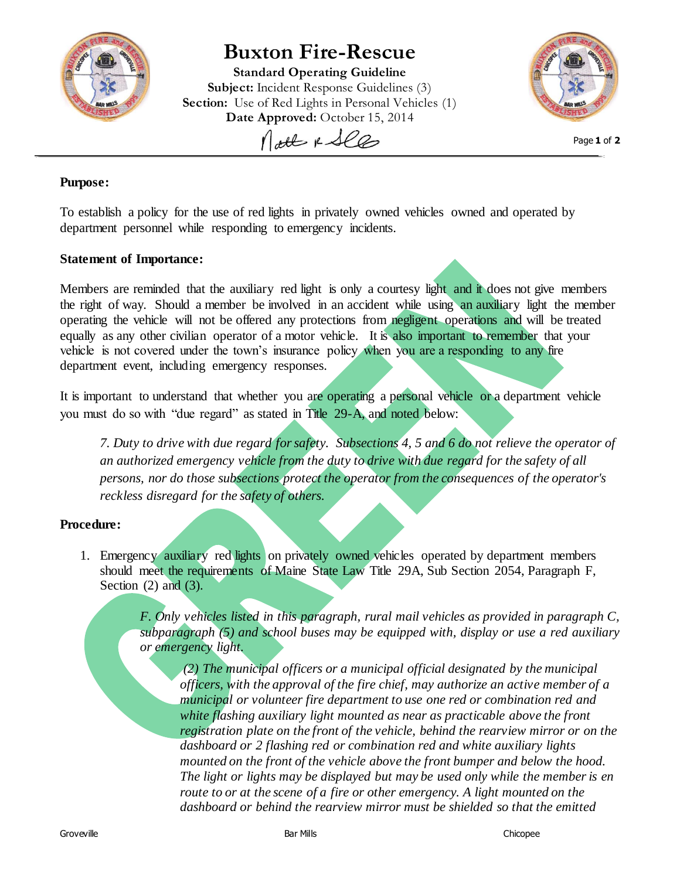# Buxton Fire-Rescue

**Standard Operating Guideline**

**Subject:** Incident Response Guidelines (3)

**Section:** Use of Red Lights in Personal Vehicles (1)

**Date Approved:** October 15, 2014

**Purpose:**

To establish a policy for the use of red lights in privately owned vehicles owned and operated by department personnel while responding to emergency incidents.

**Statement of Importance:**

Members are reminded that the auxiliary red light is only a courtesy light and it does not give members the right of way. Should a member be involved in an accident while using an auxiliary light the member operating the vehicle will not be offered any protections from negligent operations and will be treated equally as any other civilian operator of a motor vehicle. It is also important to remember that your vehicle is not covered under the town's insurance policy when you are a responding to any fire department event, including emergency responses.

It is important to understand that whether you are operating a personal vehicle or a department vehicle you must do so with "due regard" as stated in Title 29-A, and noted below:

> *7. Duty to drive with due regard for safety. Subsections 4, 5 and 6 do not relieve the operator of an authorized emergency vehicle from the duty to drive with due regard for the safety of all persons, nor do those subsections protect the operator from the consequences of the operator's reckless disregard for the safety of others.*

**Procedure:**

1. Emergency auxiliary red lights on privately owned vehicles operated by department members should meet the requirements of Maine State Law Title 29A, Sub Section 2054, Paragraph F, Section (2) and (3).

   > *F. Only vehicles listed in this paragraph, rural mail vehicles as provided in paragraph C, subparagraph (5) and school buses may be equipped with, display or use a red auxiliary or emergency light.*
   >
   > > *(2) The municipal officers or a municipal official designated by the municipal officers, with the approval of the fire chief, may authorize an active member of a municipal or volunteer fire department to use one red or combination red and white flashing auxiliary light mounted as near as practicable above the front registration plate on the front of the vehicle, behind the rearview mirror or on the dashboard or 2 flashing red or combination red and white auxiliary lights mounted on the front of the vehicle above the front bumper and below the hood. The light or lights may be displayed but may be used only while the member is en route to or at the scene of a fire or other emergency. A light mounted on the dashboard or behind the rearview mirror must be shielded so that the emitted*

Groveville | Bar Mills | Chicopee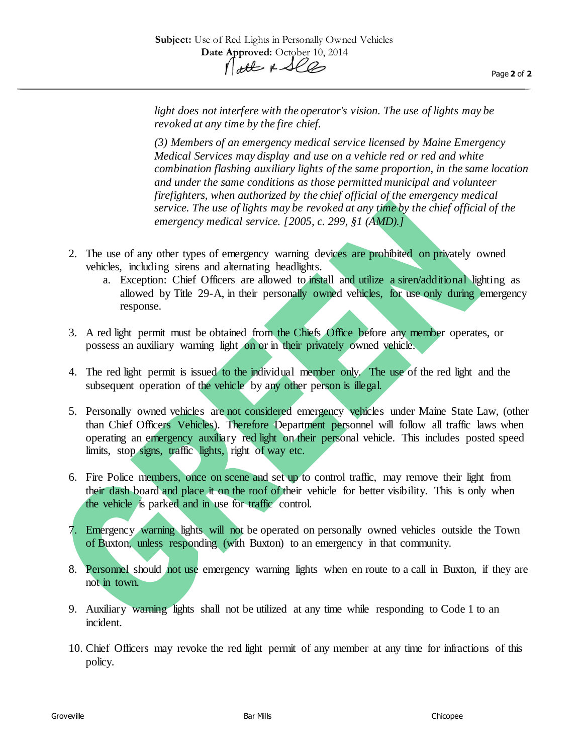*light does not interfere with the operator's vision. The use of lights may be revoked at any time by the fire chief.*

*(3) Members of an emergency medical service licensed by Maine Emergency Medical Services may display and use on a vehicle red or red and white combination flashing auxiliary lights of the same proportion, in the same location and under the same conditions as those permitted municipal and volunteer firefighters, when authorized by the chief official of the emergency medical service. The use of lights may be revoked at any time by the chief official of the emergency medical service. [2005, c. 299, §1 (AMD).]*

2. The use of any other types of emergency warning devices are prohibited on privately owned vehicles, including sirens and alternating headlights.
   a. Exception: Chief Officers are allowed to install and utilize a siren/additional lighting as allowed by Title 29-A, in their personally owned vehicles, for use only during emergency response.

3. A red light permit must be obtained from the Chiefs Office before any member operates, or possess an auxiliary warning light on or in their privately owned vehicle.

4. The red light permit is issued to the individual member only. The use of the red light and the subsequent operation of the vehicle by any other person is illegal.

5. Personally owned vehicles are not considered emergency vehicles under Maine State Law, (other than Chief Officers Vehicles). Therefore Department personnel will follow all traffic laws when operating an emergency auxiliary red light on their personal vehicle. This includes posted speed limits, stop signs, traffic lights, right of way etc.

6. Fire Police members, once on scene and set up to control traffic, may remove their light from their dash board and place it on the roof of their vehicle for better visibility. This is only when the vehicle is parked and in use for traffic control.

7. Emergency warning lights will not be operated on personally owned vehicles outside the Town of Buxton, unless responding (with Buxton) to an emergency in that community.

8. Personnel should not use emergency warning lights when en route to a call in Buxton, if they are not in town.

9. Auxiliary warning lights shall not be utilized at any time while responding to Code 1 to an incident.

10. Chief Officers may revoke the red light permit of any member at any time for infractions of this policy.